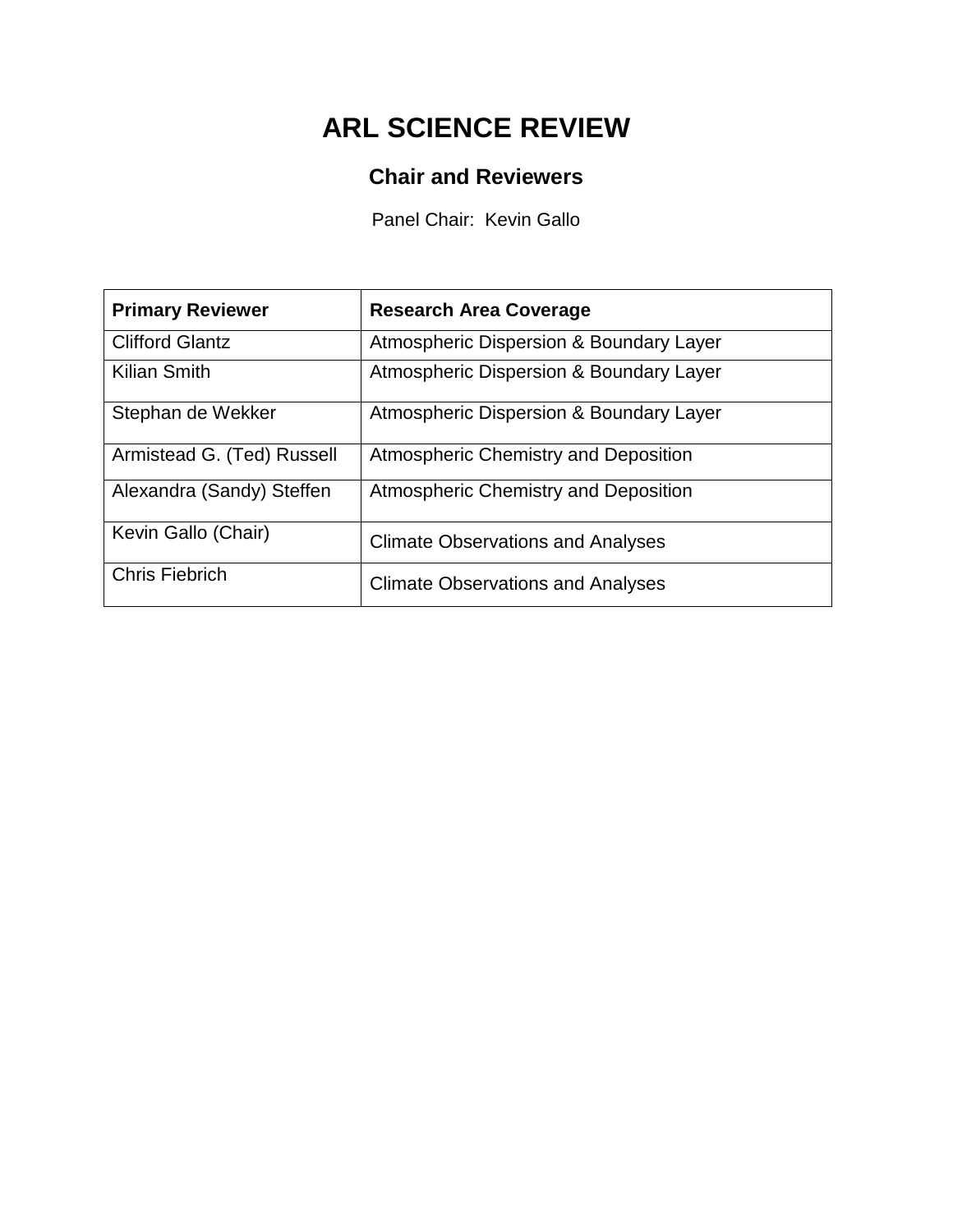# ARL SCIENCE REVIEW

## Chair and Reviewers

Panel Chair: Kevin Gallo

| Primary Reviewer | Research Area Coverage |
|---|---|
| Clifford Glantz | Atmospheric Dispersion & Boundary Layer |
| Kilian Smith | Atmospheric Dispersion & Boundary Layer |
| Stephan de Wekker | Atmospheric Dispersion & Boundary Layer |
| Armistead G. (Ted) Russell | Atmospheric Chemistry and Deposition |
| Alexandra (Sandy) Steffen | Atmospheric Chemistry and Deposition |
| Kevin Gallo (Chair) | Climate Observations and Analyses |
| Chris Fiebrich | Climate Observations and Analyses |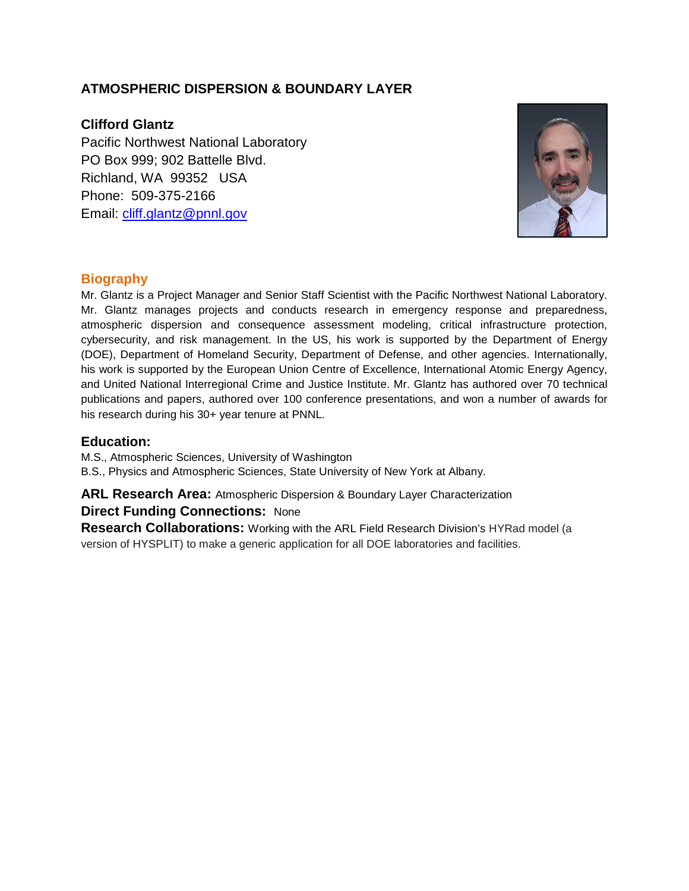## ATMOSPHERIC DISPERSION & BOUNDARY LAYER

### Clifford Glantz

Pacific Northwest National Laboratory
PO Box 999; 902 Battelle Blvd.
Richland, WA 99352 USA
Phone: 509-375-2166
Email: [cliff.glantz@pnnl.gov](mailto:cliff.glantz@pnnl.gov)

### Biography

Mr. Glantz is a Project Manager and Senior Staff Scientist with the Pacific Northwest National Laboratory. Mr. Glantz manages projects and conducts research in emergency response and preparedness, atmospheric dispersion and consequence assessment modeling, critical infrastructure protection, cybersecurity, and risk management. In the US, his work is supported by the Department of Energy (DOE), Department of Homeland Security, Department of Defense, and other agencies. Internationally, his work is supported by the European Union Centre of Excellence, International Atomic Energy Agency, and United National Interregional Crime and Justice Institute. Mr. Glantz has authored over 70 technical publications and papers, authored over 100 conference presentations, and won a number of awards for his research during his 30+ year tenure at PNNL.

### Education:

M.S., Atmospheric Sciences, University of Washington
B.S., Physics and Atmospheric Sciences, State University of New York at Albany.

**ARL Research Area:** Atmospheric Dispersion & Boundary Layer Characterization
**Direct Funding Connections:** None
**Research Collaborations:** Working with the ARL Field Research Division's HYRad model (a version of HYSPLIT) to make a generic application for all DOE laboratories and facilities.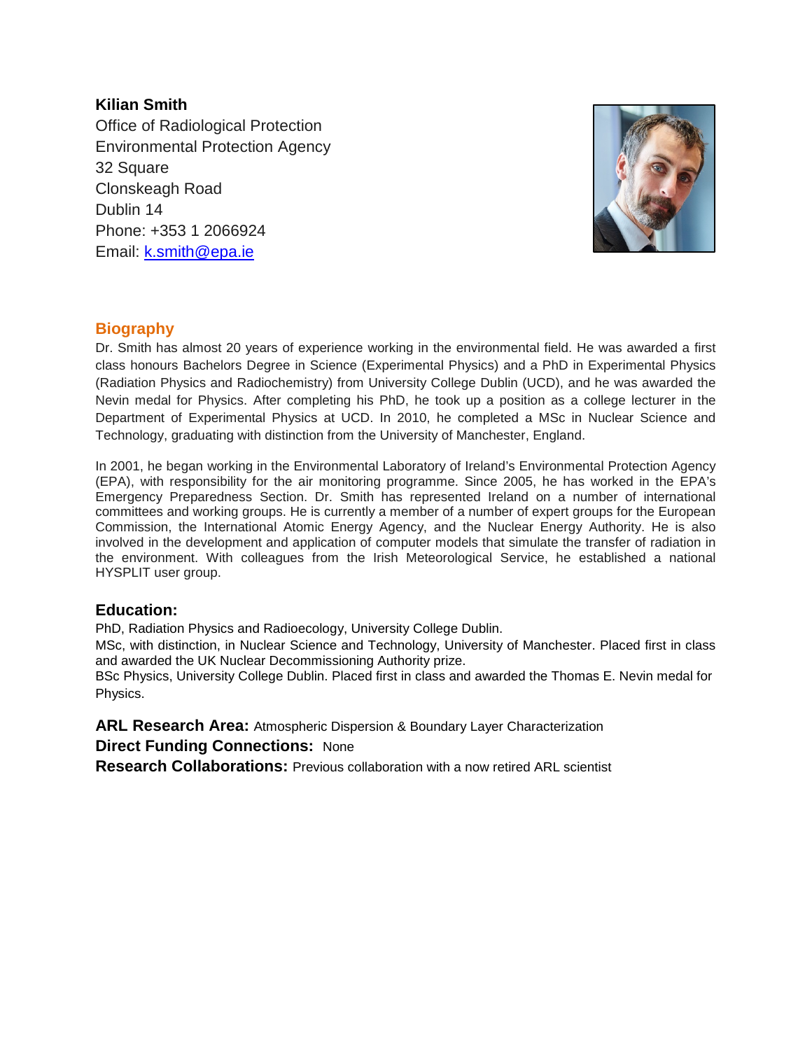**Kilian Smith**
Office of Radiological Protection
Environmental Protection Agency
32 Square
Clonskeagh Road
Dublin 14
Phone: +353 1 2066924
Email: [k.smith@epa.ie](mailto:k.smith@epa.ie)

## Biography

Dr. Smith has almost 20 years of experience working in the environmental field. He was awarded a first class honours Bachelors Degree in Science (Experimental Physics) and a PhD in Experimental Physics (Radiation Physics and Radiochemistry) from University College Dublin (UCD), and he was awarded the Nevin medal for Physics. After completing his PhD, he took up a position as a college lecturer in the Department of Experimental Physics at UCD. In 2010, he completed a MSc in Nuclear Science and Technology, graduating with distinction from the University of Manchester, England.

In 2001, he began working in the Environmental Laboratory of Ireland's Environmental Protection Agency (EPA), with responsibility for the air monitoring programme. Since 2005, he has worked in the EPA's Emergency Preparedness Section. Dr. Smith has represented Ireland on a number of international committees and working groups. He is currently a member of a number of expert groups for the European Commission, the International Atomic Energy Agency, and the Nuclear Energy Authority. He is also involved in the development and application of computer models that simulate the transfer of radiation in the environment. With colleagues from the Irish Meteorological Service, he established a national HYSPLIT user group.

## Education:

PhD, Radiation Physics and Radioecology, University College Dublin.
MSc, with distinction, in Nuclear Science and Technology, University of Manchester. Placed first in class and awarded the UK Nuclear Decommissioning Authority prize.
BSc Physics, University College Dublin. Placed first in class and awarded the Thomas E. Nevin medal for Physics.

**ARL Research Area:** Atmospheric Dispersion & Boundary Layer Characterization
**Direct Funding Connections:** None
**Research Collaborations:** Previous collaboration with a now retired ARL scientist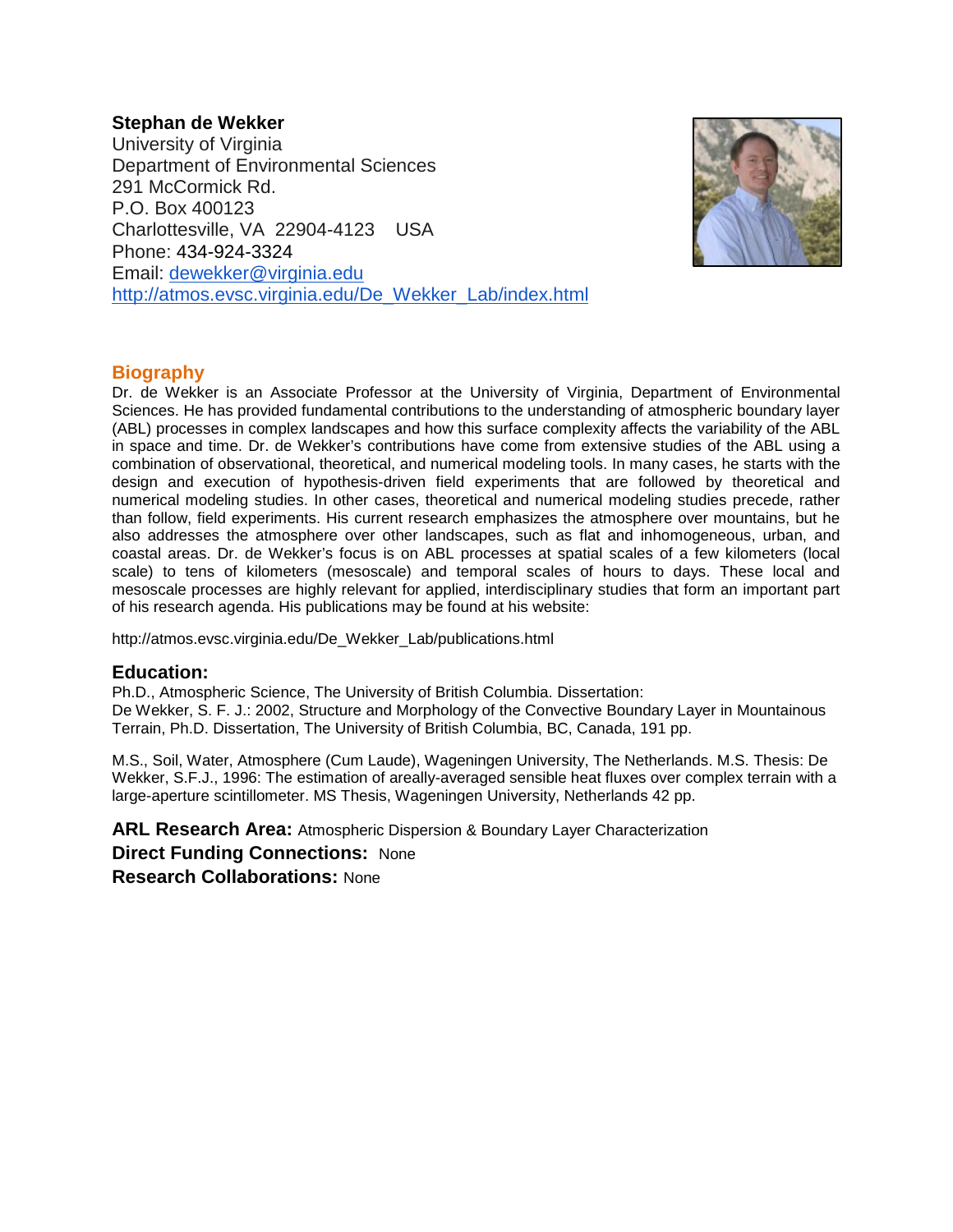**Stephan de Wekker**
University of Virginia
Department of Environmental Sciences
291 McCormick Rd.
P.O. Box 400123
Charlottesville, VA 22904-4123 USA
Phone: 434-924-3324
Email: dewekker@virginia.edu
http://atmos.evsc.virginia.edu/De_Wekker_Lab/index.html

## Biography

Dr. de Wekker is an Associate Professor at the University of Virginia, Department of Environmental Sciences. He has provided fundamental contributions to the understanding of atmospheric boundary layer (ABL) processes in complex landscapes and how this surface complexity affects the variability of the ABL in space and time. Dr. de Wekker's contributions have come from extensive studies of the ABL using a combination of observational, theoretical, and numerical modeling tools. In many cases, he starts with the design and execution of hypothesis-driven field experiments that are followed by theoretical and numerical modeling studies. In other cases, theoretical and numerical modeling studies precede, rather than follow, field experiments. His current research emphasizes the atmosphere over mountains, but he also addresses the atmosphere over other landscapes, such as flat and inhomogeneous, urban, and coastal areas. Dr. de Wekker's focus is on ABL processes at spatial scales of a few kilometers (local scale) to tens of kilometers (mesoscale) and temporal scales of hours to days. These local and mesoscale processes are highly relevant for applied, interdisciplinary studies that form an important part of his research agenda. His publications may be found at his website:

http://atmos.evsc.virginia.edu/De_Wekker_Lab/publications.html

## Education:

Ph.D., Atmospheric Science, The University of British Columbia. Dissertation:
De Wekker, S. F. J.: 2002, Structure and Morphology of the Convective Boundary Layer in Mountainous Terrain, Ph.D. Dissertation, The University of British Columbia, BC, Canada, 191 pp.

M.S., Soil, Water, Atmosphere (Cum Laude), Wageningen University, The Netherlands. M.S. Thesis: De Wekker, S.F.J., 1996: The estimation of areally-averaged sensible heat fluxes over complex terrain with a large-aperture scintillometer. MS Thesis, Wageningen University, Netherlands 42 pp.

**ARL Research Area:** Atmospheric Dispersion & Boundary Layer Characterization
**Direct Funding Connections:** None
**Research Collaborations:** None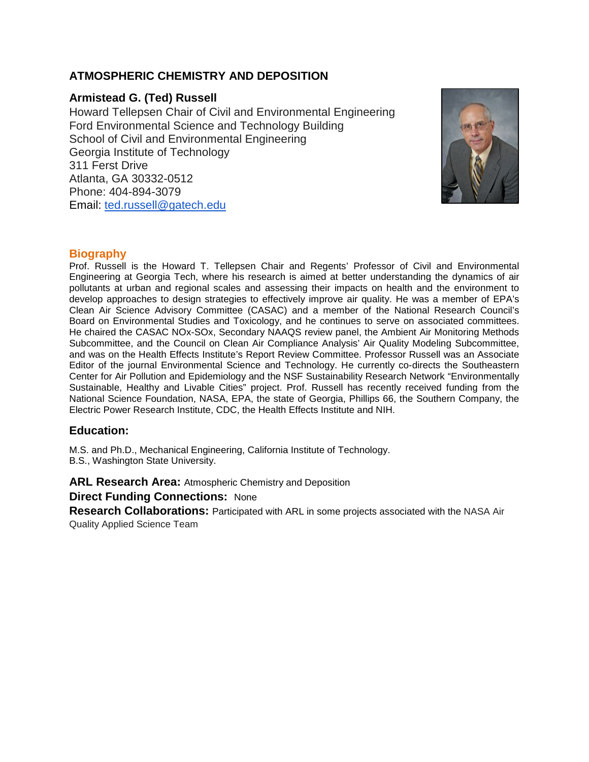## ATMOSPHERIC CHEMISTRY AND DEPOSITION

### Armistead G. (Ted) Russell

Howard Tellepsen Chair of Civil and Environmental Engineering
Ford Environmental Science and Technology Building
School of Civil and Environmental Engineering
Georgia Institute of Technology
311 Ferst Drive
Atlanta, GA 30332-0512
Phone: 404-894-3079
Email: ted.russell@gatech.edu

### Biography

Prof. Russell is the Howard T. Tellepsen Chair and Regents' Professor of Civil and Environmental Engineering at Georgia Tech, where his research is aimed at better understanding the dynamics of air pollutants at urban and regional scales and assessing their impacts on health and the environment to develop approaches to design strategies to effectively improve air quality. He was a member of EPA's Clean Air Science Advisory Committee (CASAC) and a member of the National Research Council's Board on Environmental Studies and Toxicology, and he continues to serve on associated committees. He chaired the CASAC NOx-SOx, Secondary NAAQS review panel, the Ambient Air Monitoring Methods Subcommittee, and the Council on Clean Air Compliance Analysis' Air Quality Modeling Subcommittee, and was on the Health Effects Institute's Report Review Committee. Professor Russell was an Associate Editor of the journal Environmental Science and Technology. He currently co-directs the Southeastern Center for Air Pollution and Epidemiology and the NSF Sustainability Research Network "Environmentally Sustainable, Healthy and Livable Cities" project. Prof. Russell has recently received funding from the National Science Foundation, NASA, EPA, the state of Georgia, Phillips 66, the Southern Company, the Electric Power Research Institute, CDC, the Health Effects Institute and NIH.

### Education:

M.S. and Ph.D., Mechanical Engineering, California Institute of Technology.
B.S., Washington State University.

**ARL Research Area:** Atmospheric Chemistry and Deposition

**Direct Funding Connections:** None

**Research Collaborations:** Participated with ARL in some projects associated with the NASA Air Quality Applied Science Team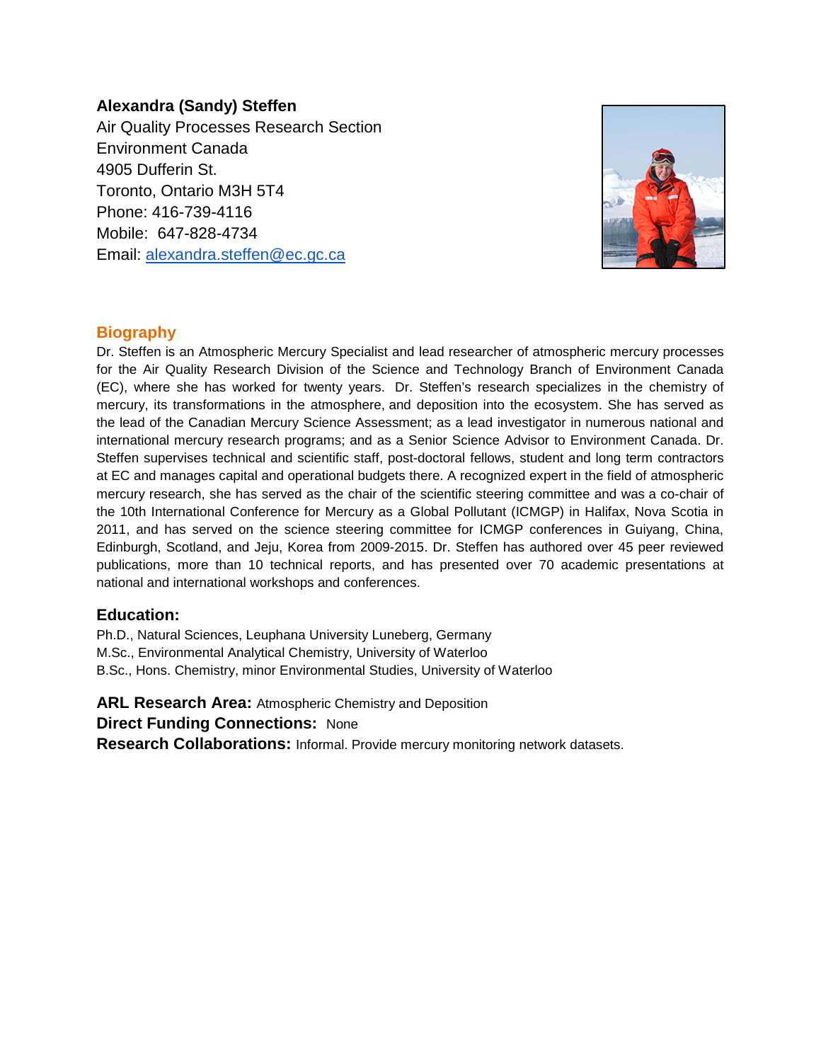**Alexandra (Sandy) Steffen**
Air Quality Processes Research Section
Environment Canada
4905 Dufferin St.
Toronto, Ontario M3H 5T4
Phone: 416-739-4116
Mobile: 647-828-4734
Email: alexandra.steffen@ec.gc.ca

## Biography

Dr. Steffen is an Atmospheric Mercury Specialist and lead researcher of atmospheric mercury processes for the Air Quality Research Division of the Science and Technology Branch of Environment Canada (EC), where she has worked for twenty years. Dr. Steffen's research specializes in the chemistry of mercury, its transformations in the atmosphere, and deposition into the ecosystem. She has served as the lead of the Canadian Mercury Science Assessment; as a lead investigator in numerous national and international mercury research programs; and as a Senior Science Advisor to Environment Canada. Dr. Steffen supervises technical and scientific staff, post-doctoral fellows, student and long term contractors at EC and manages capital and operational budgets there. A recognized expert in the field of atmospheric mercury research, she has served as the chair of the scientific steering committee and was a co-chair of the 10th International Conference for Mercury as a Global Pollutant (ICMGP) in Halifax, Nova Scotia in 2011, and has served on the science steering committee for ICMGP conferences in Guiyang, China, Edinburgh, Scotland, and Jeju, Korea from 2009-2015. Dr. Steffen has authored over 45 peer reviewed publications, more than 10 technical reports, and has presented over 70 academic presentations at national and international workshops and conferences.

## Education:

Ph.D., Natural Sciences, Leuphana University Luneberg, Germany
M.Sc., Environmental Analytical Chemistry, University of Waterloo
B.Sc., Hons. Chemistry, minor Environmental Studies, University of Waterloo

**ARL Research Area:** Atmospheric Chemistry and Deposition
**Direct Funding Connections:** None
**Research Collaborations:** Informal. Provide mercury monitoring network datasets.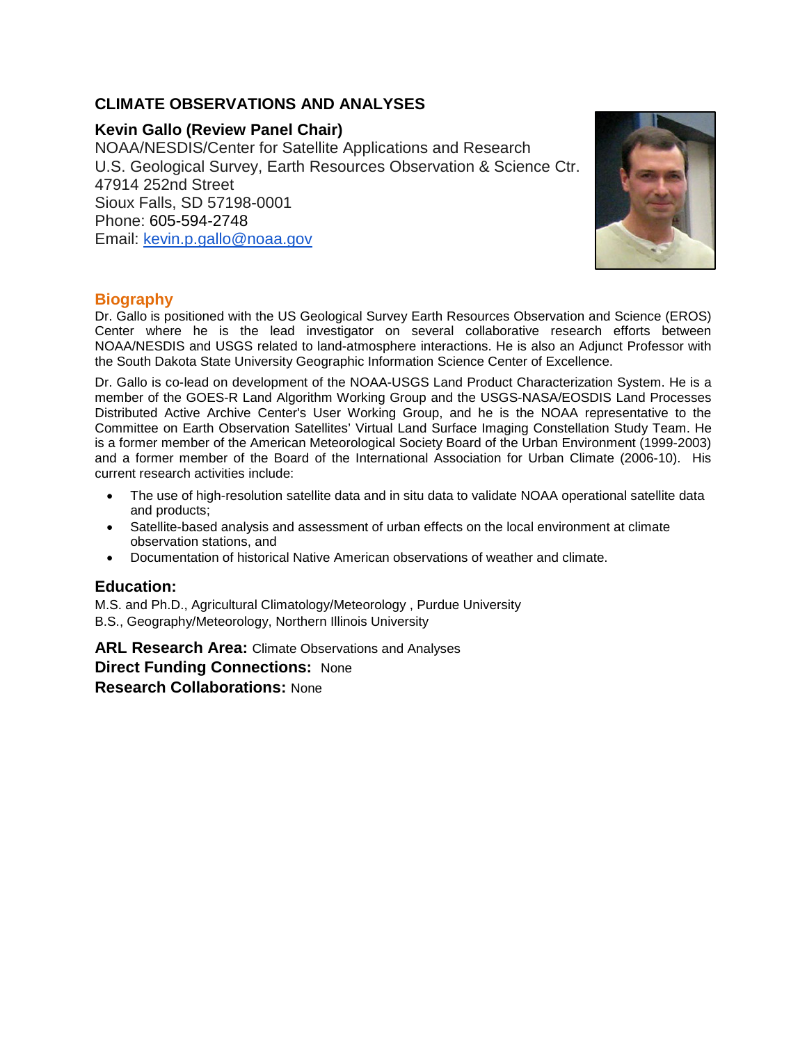## CLIMATE OBSERVATIONS AND ANALYSES

### Kevin Gallo (Review Panel Chair)

NOAA/NESDIS/Center for Satellite Applications and Research
U.S. Geological Survey, Earth Resources Observation & Science Ctr.
47914 252nd Street
Sioux Falls, SD 57198-0001
Phone: 605-594-2748
Email: kevin.p.gallo@noaa.gov

### Biography

Dr. Gallo is positioned with the US Geological Survey Earth Resources Observation and Science (EROS) Center where he is the lead investigator on several collaborative research efforts between NOAA/NESDIS and USGS related to land-atmosphere interactions. He is also an Adjunct Professor with the South Dakota State University Geographic Information Science Center of Excellence.

Dr. Gallo is co-lead on development of the NOAA-USGS Land Product Characterization System. He is a member of the GOES-R Land Algorithm Working Group and the USGS-NASA/EOSDIS Land Processes Distributed Active Archive Center's User Working Group, and he is the NOAA representative to the Committee on Earth Observation Satellites' Virtual Land Surface Imaging Constellation Study Team. He is a former member of the American Meteorological Society Board of the Urban Environment (1999-2003) and a former member of the Board of the International Association for Urban Climate (2006-10). His current research activities include:

- The use of high-resolution satellite data and in situ data to validate NOAA operational satellite data and products;
- Satellite-based analysis and assessment of urban effects on the local environment at climate observation stations, and
- Documentation of historical Native American observations of weather and climate.

### Education:

M.S. and Ph.D., Agricultural Climatology/Meteorology , Purdue University
B.S., Geography/Meteorology, Northern Illinois University

**ARL Research Area:** Climate Observations and Analyses
**Direct Funding Connections:** None
**Research Collaborations:** None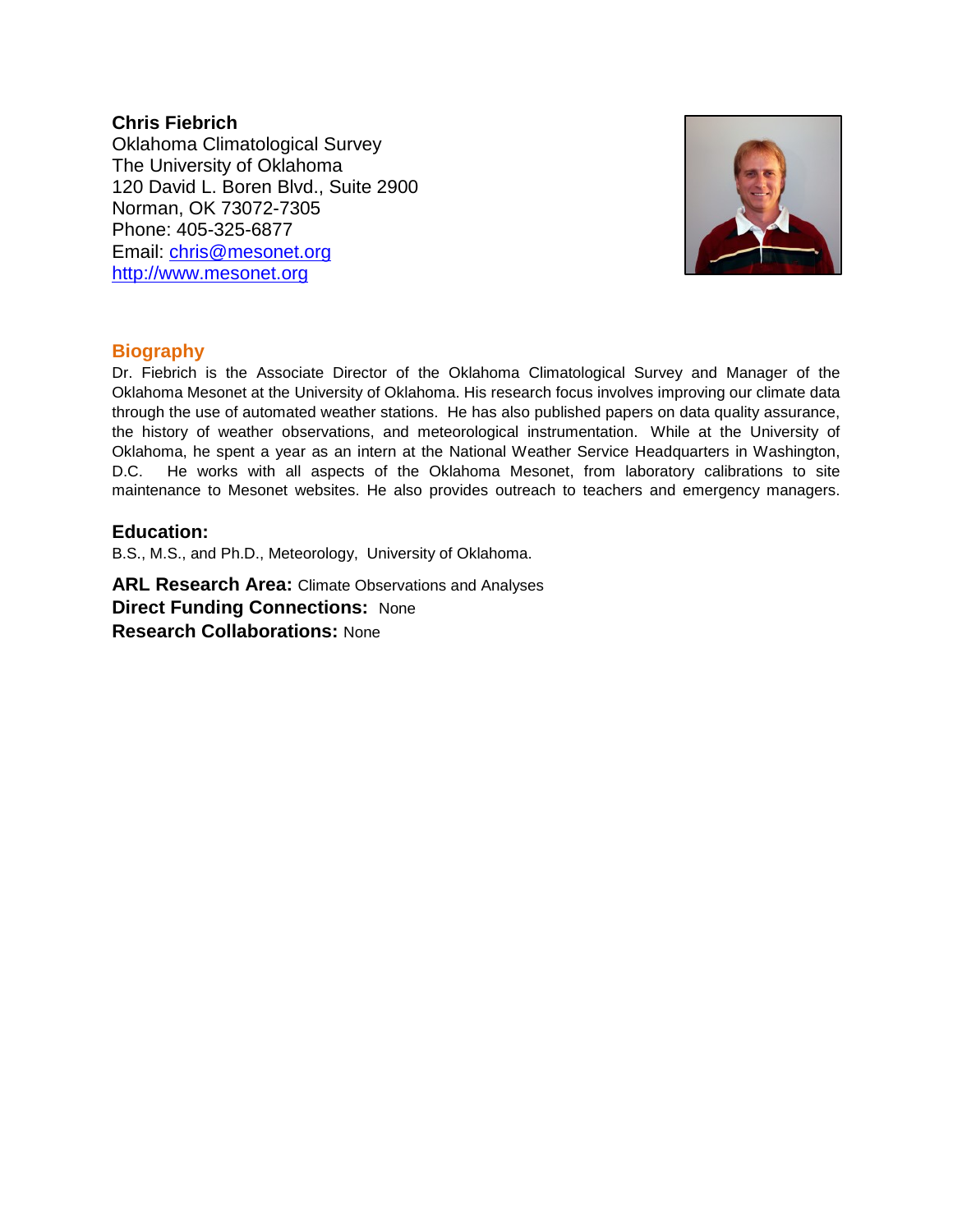**Chris Fiebrich**
Oklahoma Climatological Survey
The University of Oklahoma
120 David L. Boren Blvd., Suite 2900
Norman, OK 73072-7305
Phone: 405-325-6877
Email: chris@mesonet.org
http://www.mesonet.org

## Biography

Dr. Fiebrich is the Associate Director of the Oklahoma Climatological Survey and Manager of the Oklahoma Mesonet at the University of Oklahoma. His research focus involves improving our climate data through the use of automated weather stations. He has also published papers on data quality assurance, the history of weather observations, and meteorological instrumentation. While at the University of Oklahoma, he spent a year as an intern at the National Weather Service Headquarters in Washington, D.C. He works with all aspects of the Oklahoma Mesonet, from laboratory calibrations to site maintenance to Mesonet websites. He also provides outreach to teachers and emergency managers.

### Education:

B.S., M.S., and Ph.D., Meteorology, University of Oklahoma.

**ARL Research Area:** Climate Observations and Analyses
**Direct Funding Connections:** None
**Research Collaborations:** None